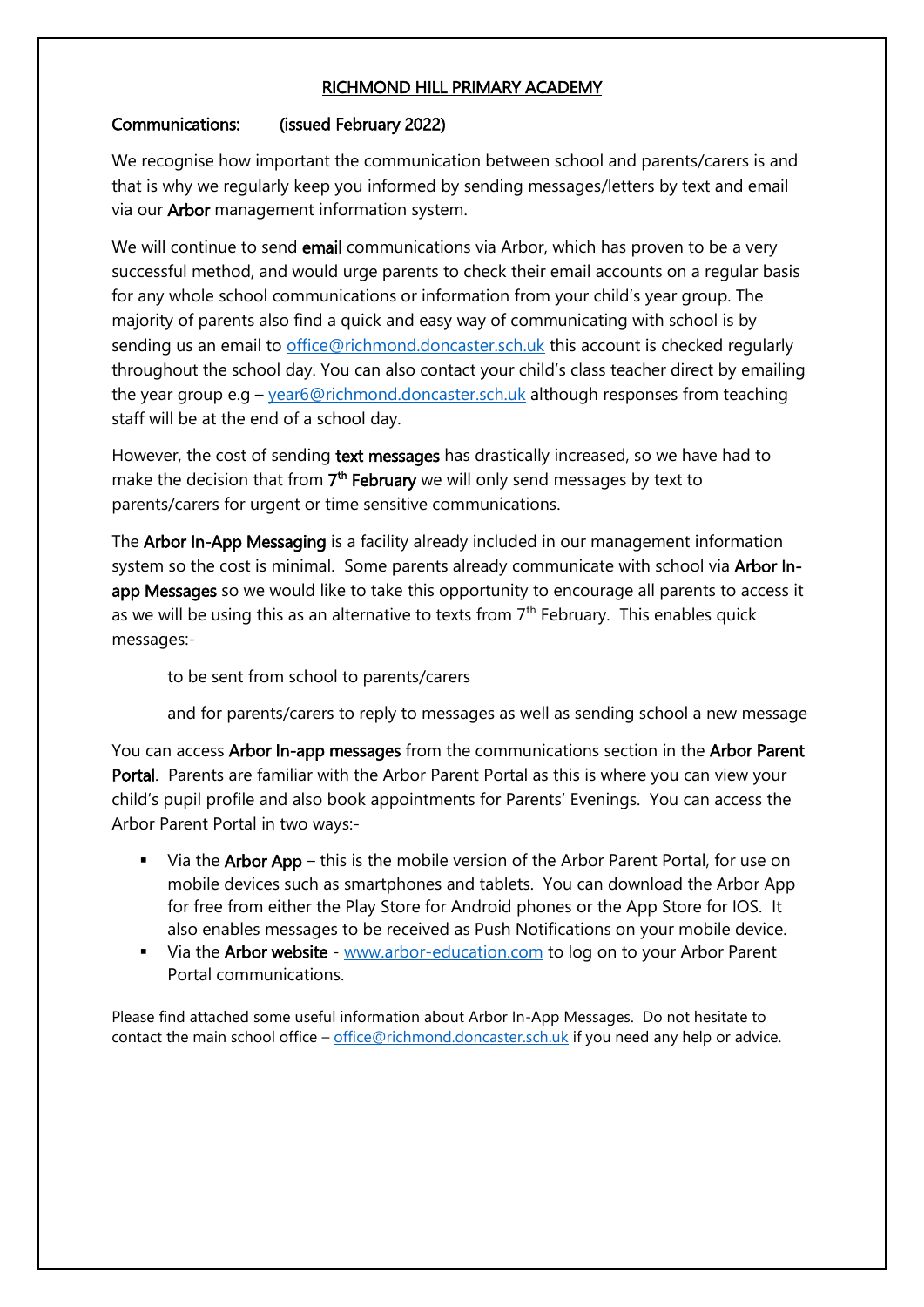# RICHMOND HILL PRIMARY ACADEMY

**Communications:** (issued February 2022)

We recognise how important the communication between school and parents/carers is and that is why we regularly keep you informed by sending messages/letters by text and email via our **Arbor** management information system.

We will continue to send **email** communications via Arbor, which has proven to be a very successful method, and would urge parents to check their email accounts on a regular basis for any whole school communications or information from your child's year group. The majority of parents also find a quick and easy way of communicating with school is by sending us an email to office@richmond.doncaster.sch.uk this account is checked regularly throughout the school day. You can also contact your child's class teacher direct by emailing the year group e.g – year6@richmond.doncaster.sch.uk although responses from teaching staff will be at the end of a school day.

However, the cost of sending **text messages** has drastically increased, so we have had to make the decision that from **7th February** we will only send messages by text to parents/carers for urgent or time sensitive communications.

The **Arbor In-App Messaging** is a facility already included in our management information system so the cost is minimal. Some parents already communicate with school via **Arbor In-app Messages** so we would like to take this opportunity to encourage all parents to access it as we will be using this as an alternative to texts from 7th February. This enables quick messages:-

to be sent from school to parents/carers

and for parents/carers to reply to messages as well as sending school a new message

You can access **Arbor In-app messages** from the communications section in the **Arbor Parent Portal**. Parents are familiar with the Arbor Parent Portal as this is where you can view your child's pupil profile and also book appointments for Parents' Evenings. You can access the Arbor Parent Portal in two ways:-

- Via the **Arbor App** – this is the mobile version of the Arbor Parent Portal, for use on mobile devices such as smartphones and tablets. You can download the Arbor App for free from either the Play Store for Android phones or the App Store for IOS. It also enables messages to be received as Push Notifications on your mobile device.
- Via the **Arbor website** - www.arbor-education.com to log on to your Arbor Parent Portal communications.

Please find attached some useful information about Arbor In-App Messages. Do not hesitate to contact the main school office – office@richmond.doncaster.sch.uk if you need any help or advice.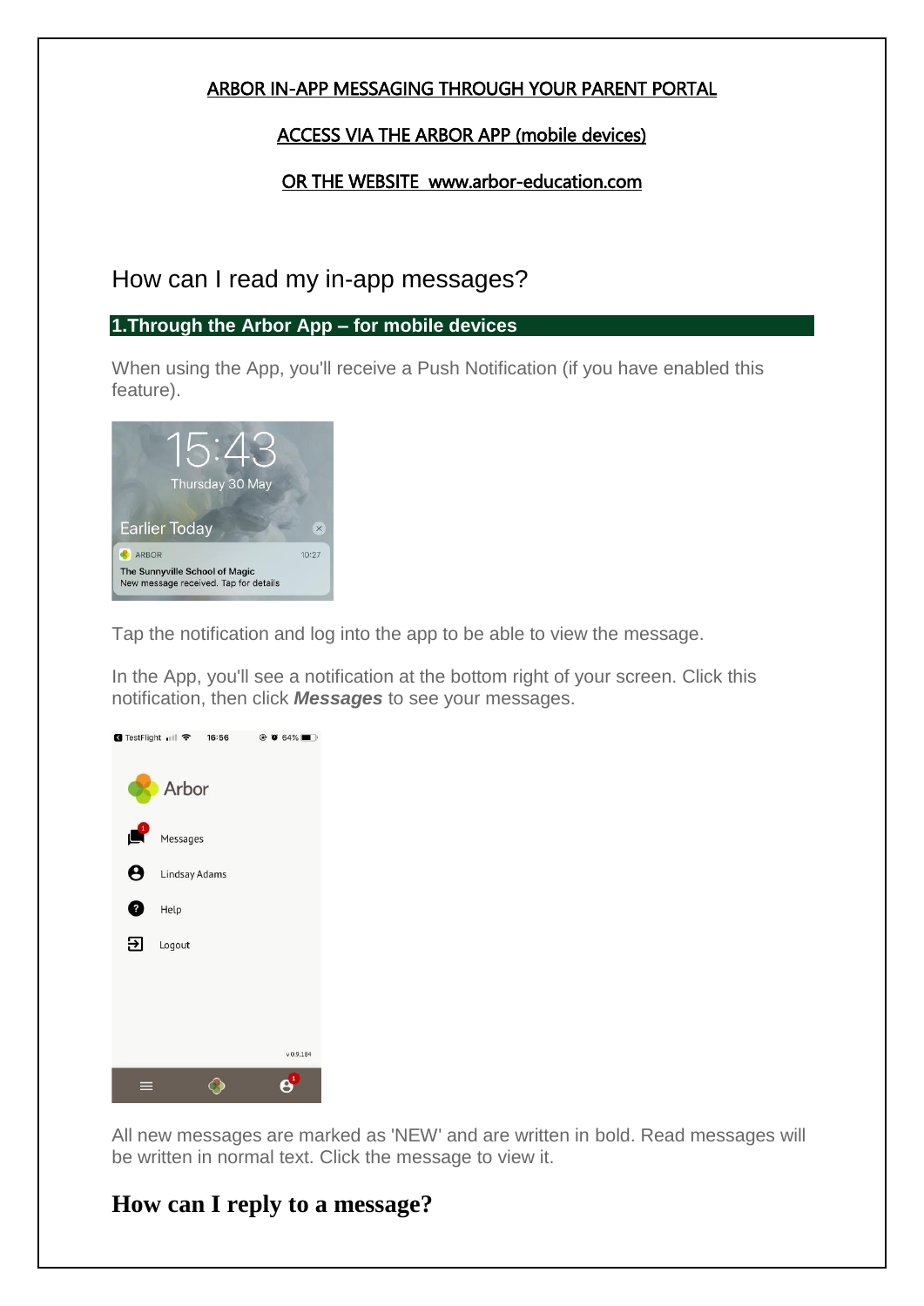ARBOR IN-APP MESSAGING THROUGH YOUR PARENT PORTAL

ACCESS VIA THE ARBOR APP (mobile devices)

OR THE WEBSITE www.arbor-education.com

## How can I read my in-app messages?

### 1.Through the Arbor App – for mobile devices

When using the App, you'll receive a Push Notification (if you have enabled this feature).

Tap the notification and log into the app to be able to view the message.

In the App, you'll see a notification at the bottom right of your screen. Click this notification, then click ***Messages*** to see your messages.

All new messages are marked as 'NEW' and are written in bold. Read messages will be written in normal text. Click the message to view it.

## How can I reply to a message?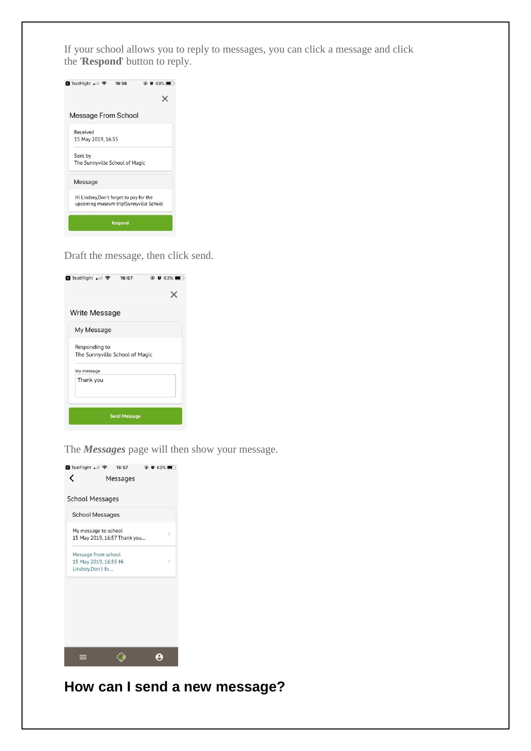If your school allows you to reply to messages, you can click a message and click the '**Respond**' button to reply.

Draft the message, then click send.

The ***Messages*** page will then show your message.

## How can I send a new message?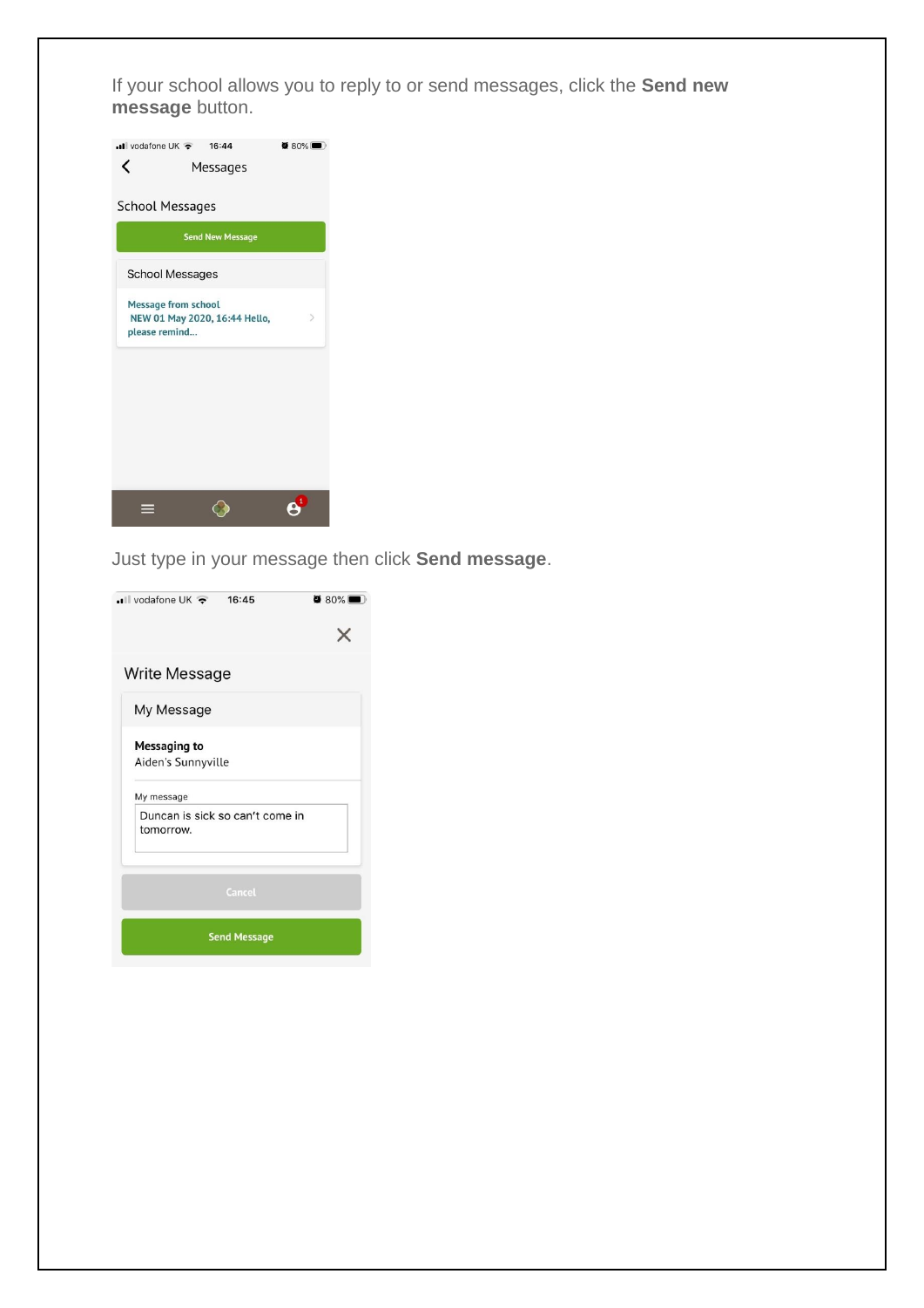If your school allows you to reply to or send messages, click the **Send new message** button.

Just type in your message then click **Send message**.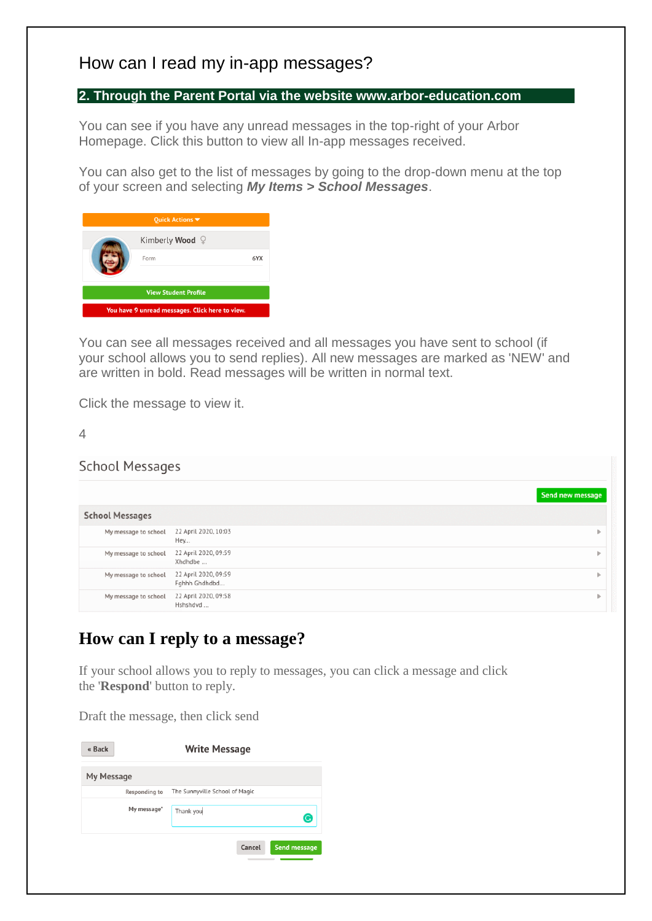## How can I read my in-app messages?

**2. Through the Parent Portal via the website www.arbor-education.com**

You can see if you have any unread messages in the top-right of your Arbor Homepage. Click this button to view all In-app messages received.

You can also get to the list of messages by going to the drop-down menu at the top of your screen and selecting ***My Items > School Messages***.

Quick Actions

Kimberly Wood

Form 6YX

View Student Profile

You have 9 unread messages. Click here to view.

You can see all messages received and all messages you have sent to school (if your school allows you to send replies). All new messages are marked as 'NEW' and are written in bold. Read messages will be written in normal text.

Click the message to view it.

4

School Messages

Send new message

**School Messages**

| | |
|---|---|
| My message to school | 22 April 2020, 10:03 Hey... |
| My message to school | 22 April 2020, 09:59 Xhdhdbe ... |
| My message to school | 22 April 2020, 09:59 Fghhh Ghdhdbd... |
| My message to school | 22 April 2020, 09:58 Hshshdvd ... |

## How can I reply to a message?

If your school allows you to reply to messages, you can click a message and click the '**Respond**' button to reply.

Draft the message, then click send

« Back Write Message

My Message

Responding to: The Sunnyville School of Magic

My message*: Thank you

Cancel Send message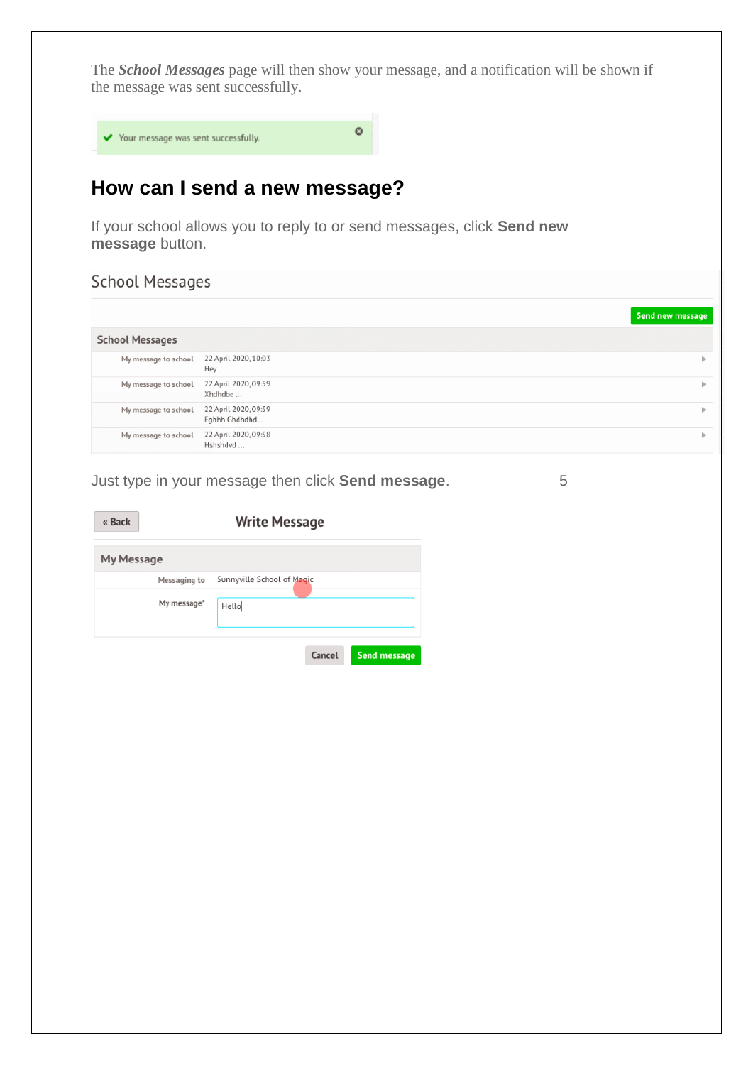The ***School Messages*** page will then show your message, and a notification will be shown if the message was sent successfully.

Your message was sent successfully.

## How can I send a new message?

If your school allows you to reply to or send messages, click **Send new message** button.

School Messages

Send new message

School Messages

| | | |
|---|---|---|
| My message to school | 22 April 2020, 10:03 Hey... | ▸ |
| My message to school | 22 April 2020, 09:59 Xhdhdbe ... | ▸ |
| My message to school | 22 April 2020, 09:59 Fghhh Ghdhdbd... | ▸ |
| My message to school | 22 April 2020, 09:58 Hshshdvd ... | ▸ |

Just type in your message then click **Send message**.

« Back

Write Message

My Message

Messaging to: Sunnyville School of Magic

My message*: Hello

Cancel

Send message